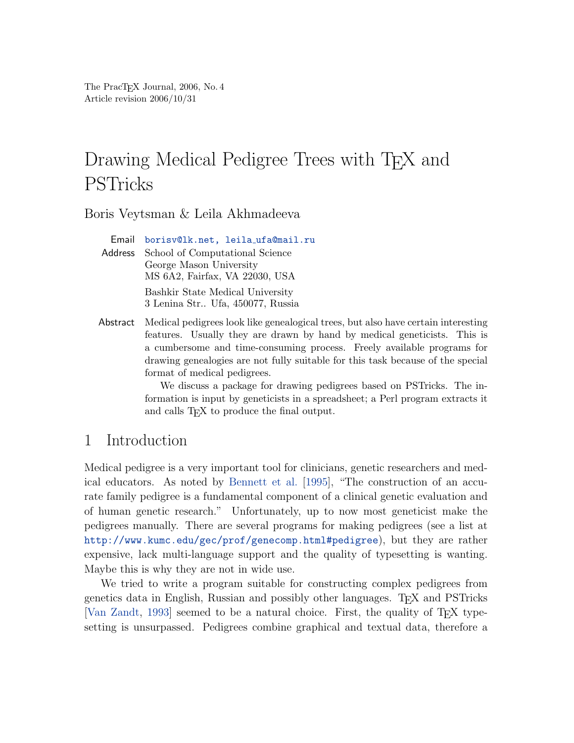The PracTEX Journal, 2006, No. 4
Article revision 2006/10/31

# Drawing Medical Pedigree Trees with TEX and PSTricks

Boris Veytsman & Leila Akhmadeeva

**Email** borisv@lk.net, leila_ufa@mail.ru

**Address** School of Computational Science
George Mason University
MS 6A2, Fairfax, VA 22030, USA

Bashkir State Medical University
3 Lenina Str.. Ufa, 450077, Russia

**Abstract** Medical pedigrees look like genealogical trees, but also have certain interesting features. Usually they are drawn by hand by medical geneticists. This is a cumbersome and time-consuming process. Freely available programs for drawing genealogies are not fully suitable for this task because of the special format of medical pedigrees.

We discuss a package for drawing pedigrees based on PSTricks. The information is input by geneticists in a spreadsheet; a Perl program extracts it and calls TEX to produce the final output.

## 1 Introduction

Medical pedigree is a very important tool for clinicians, genetic researchers and medical educators. As noted by Bennett et al. [1995], "The construction of an accurate family pedigree is a fundamental component of a clinical genetic evaluation and of human genetic research." Unfortunately, up to now most geneticist make the pedigrees manually. There are several programs for making pedigrees (see a list at http://www.kumc.edu/gec/prof/genecomp.html#pedigree), but they are rather expensive, lack multi-language support and the quality of typesetting is wanting. Maybe this is why they are not in wide use.

We tried to write a program suitable for constructing complex pedigrees from genetics data in English, Russian and possibly other languages. TEX and PSTricks [Van Zandt, 1993] seemed to be a natural choice. First, the quality of TEX typesetting is unsurpassed. Pedigrees combine graphical and textual data, therefore a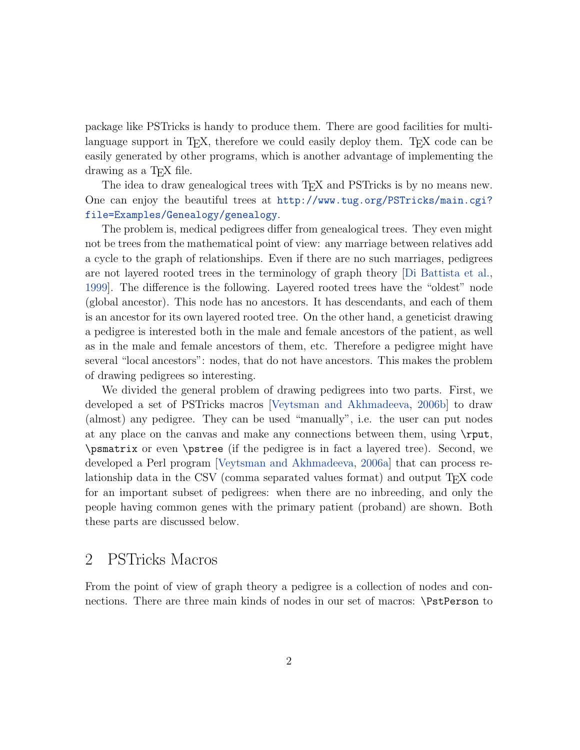package like PSTricks is handy to produce them. There are good facilities for multi-language support in TEX, therefore we could easily deploy them. TEX code can be easily generated by other programs, which is another advantage of implementing the drawing as a TEX file.

The idea to draw genealogical trees with TEX and PSTricks is by no means new. One can enjoy the beautiful trees at `http://www.tug.org/PSTricks/main.cgi?file=Examples/Genealogy/genealogy`.

The problem is, medical pedigrees differ from genealogical trees. They even might not be trees from the mathematical point of view: any marriage between relatives add a cycle to the graph of relationships. Even if there are no such marriages, pedigrees are not layered rooted trees in the terminology of graph theory [Di Battista et al., 1999]. The difference is the following. Layered rooted trees have the "oldest" node (global ancestor). This node has no ancestors. It has descendants, and each of them is an ancestor for its own layered rooted tree. On the other hand, a geneticist drawing a pedigree is interested both in the male and female ancestors of the patient, as well as in the male and female ancestors of them, etc. Therefore a pedigree might have several "local ancestors": nodes, that do not have ancestors. This makes the problem of drawing pedigrees so interesting.

We divided the general problem of drawing pedigrees into two parts. First, we developed a set of PSTricks macros [Veytsman and Akhmadeeva, 2006b] to draw (almost) any pedigree. They can be used "manually", i.e. the user can put nodes at any place on the canvas and make any connections between them, using `\rput`, `\psmatrix` or even `\pstree` (if the pedigree is in fact a layered tree). Second, we developed a Perl program [Veytsman and Akhmadeeva, 2006a] that can process relationship data in the CSV (comma separated values format) and output TEX code for an important subset of pedigrees: when there are no inbreeding, and only the people having common genes with the primary patient (proband) are shown. Both these parts are discussed below.

## 2 PSTricks Macros

From the point of view of graph theory a pedigree is a collection of nodes and connections. There are three main kinds of nodes in our set of macros: `\PstPerson` to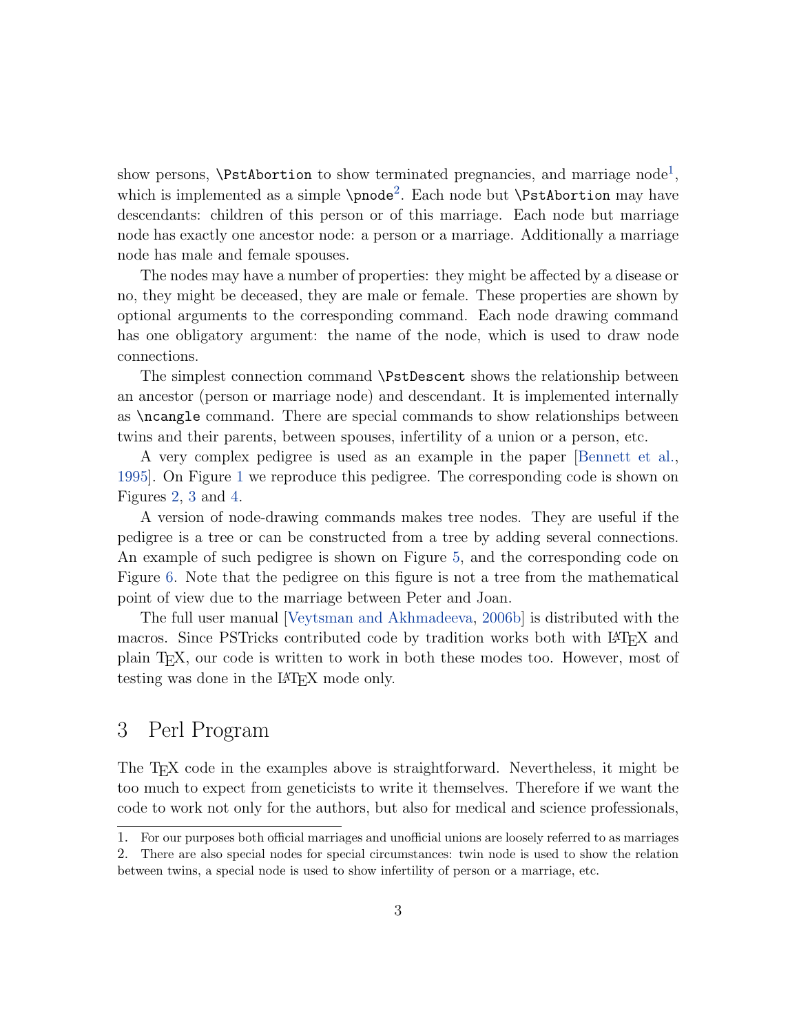show persons, `\PstAbortion` to show terminated pregnancies, and marriage node[1], which is implemented as a simple `\pnode`[2]. Each node but `\PstAbortion` may have descendants: children of this person or of this marriage. Each node but marriage node has exactly one ancestor node: a person or a marriage. Additionally a marriage node has male and female spouses.

The nodes may have a number of properties: they might be affected by a disease or no, they might be deceased, they are male or female. These properties are shown by optional arguments to the corresponding command. Each node drawing command has one obligatory argument: the name of the node, which is used to draw node connections.

The simplest connection command `\PstDescent` shows the relationship between an ancestor (person or marriage node) and descendant. It is implemented internally as `\ncangle` command. There are special commands to show relationships between twins and their parents, between spouses, infertility of a union or a person, etc.

A very complex pedigree is used as an example in the paper [Bennett et al., 1995]. On Figure 1 we reproduce this pedigree. The corresponding code is shown on Figures 2, 3 and 4.

A version of node-drawing commands makes tree nodes. They are useful if the pedigree is a tree or can be constructed from a tree by adding several connections. An example of such pedigree is shown on Figure 5, and the corresponding code on Figure 6. Note that the pedigree on this figure is not a tree from the mathematical point of view due to the marriage between Peter and Joan.

The full user manual [Veytsman and Akhmadeeva, 2006b] is distributed with the macros. Since PSTricks contributed code by tradition works both with LaTeX and plain TeX, our code is written to work in both these modes too. However, most of testing was done in the LaTeX mode only.

## 3 Perl Program

The TeX code in the examples above is straightforward. Nevertheless, it might be too much to expect from geneticists to write it themselves. Therefore if we want the code to work not only for the authors, but also for medical and science professionals,

---

1. For our purposes both official marriages and unofficial unions are loosely referred to as marriages
2. There are also special nodes for special circumstances: twin node is used to show the relation between twins, a special node is used to show infertility of person or a marriage, etc.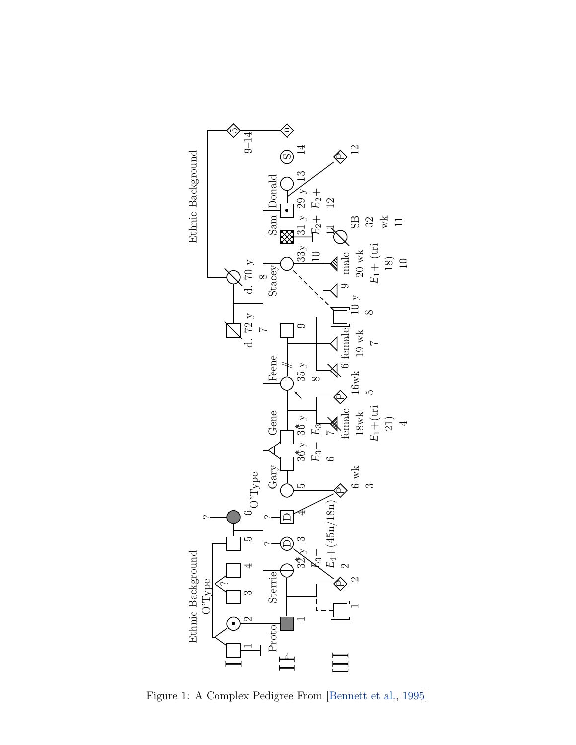Figure 1: A Complex Pedigree From [Bennett et al., 1995]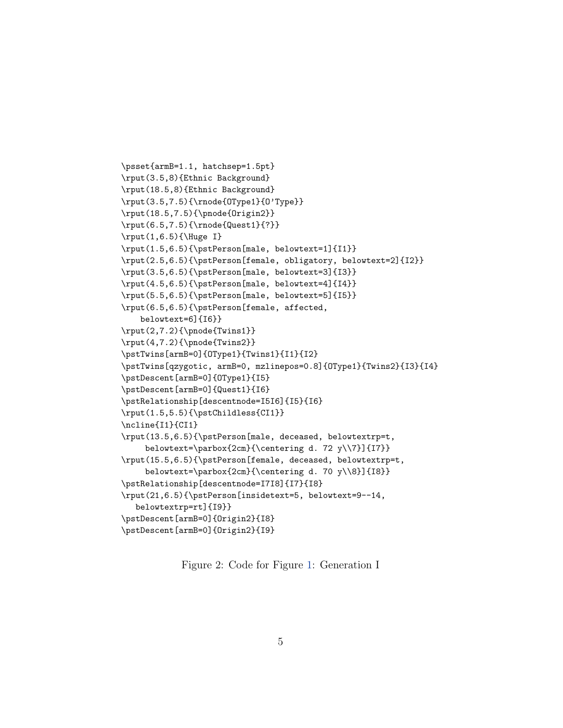```
\psset{armB=1.1, hatchsep=1.5pt}
\rput(3.5,8){Ethnic Background}
\rput(18.5,8){Ethnic Background}
\rput(3.5,7.5){\rnode{OType1}{O'Type}}
\rput(18.5,7.5){\pnode{Origin2}}
\rput(6.5,7.5){\rnode{Quest1}{?}}
\rput(1,6.5){\Huge I}
\rput(1.5,6.5){\pstPerson[male, belowtext=1]{I1}}
\rput(2.5,6.5){\pstPerson[female, obligatory, belowtext=2]{I2}}
\rput(3.5,6.5){\pstPerson[male, belowtext=3]{I3}}
\rput(4.5,6.5){\pstPerson[male, belowtext=4]{I4}}
\rput(5.5,6.5){\pstPerson[male, belowtext=5]{I5}}
\rput(6.5,6.5){\pstPerson[female, affected,
    belowtext=6]{I6}}
\rput(2,7.2){\pnode{Twins1}}
\rput(4,7.2){\pnode{Twins2}}
\pstTwins[armB=0]{OType1}{Twins1}{I1}{I2}
\pstTwins[qzygotic, armB=0, mzlinepos=0.8]{OType1}{Twins2}{I3}{I4}
\pstDescent[armB=0]{OType1}{I5}
\pstDescent[armB=0]{Quest1}{I6}
\pstRelationship[descentnode=I5I6]{I5}{I6}
\rput(1.5,5.5){\pstChildless{CI1}}
\ncline{I1}{CI1}
\rput(13.5,6.5){\pstPerson[male, deceased, belowtextrp=t,
     belowtext=\parbox{2cm}{\centering d. 72 y\\7}]{I7}}
\rput(15.5,6.5){\pstPerson[female, deceased, belowtextrp=t,
     belowtext=\parbox{2cm}{\centering d. 70 y\\8}]{I8}}
\pstRelationship[descentnode=I7I8]{I7}{I8}
\rput(21,6.5){\pstPerson[insidetext=5, belowtext=9--14,
   belowtextrp=rt]{I9}}
\pstDescent[armB=0]{Origin2}{I8}
\pstDescent[armB=0]{Origin2}{I9}
```

Figure 2: Code for Figure 1: Generation I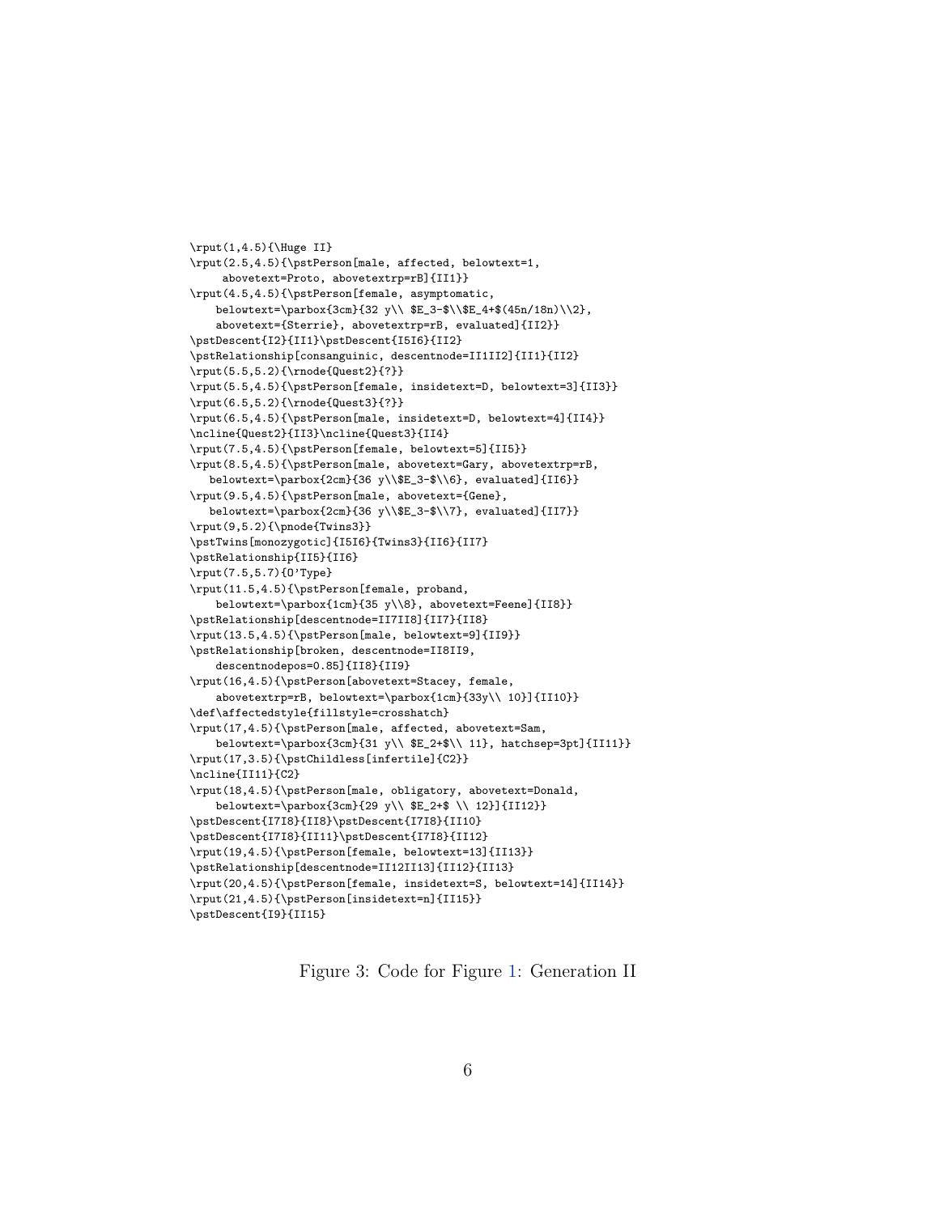```
\rput(1,4.5){\Huge II}
\rput(2.5,4.5){\pstPerson[male, affected, belowtext=1,
     abovetext=Proto, abovetextrp=rB]{II1}}
\rput(4.5,4.5){\pstPerson[female, asymptomatic,
    belowtext=\parbox{3cm}{32 y\\ $E_3-$\\$E_4+$(45n/18n)\\2},
    abovetext={Sterrie}, abovetextrp=rB, evaluated]{II2}}
\pstDescent{I2}{II1}\pstDescent{I5I6}{II2}
\pstRelationship[consanguinic, descentnode=II1II2]{II1}{II2}
\rput(5.5,5.2){\rnode{Quest2}{?}}
\rput(5.5,4.5){\pstPerson[female, insidetext=D, belowtext=3]{II3}}
\rput(6.5,5.2){\rnode{Quest3}{?}}
\rput(6.5,4.5){\pstPerson[male, insidetext=D, belowtext=4]{II4}}
\ncline{Quest2}{II3}\ncline{Quest3}{II4}
\rput(7.5,4.5){\pstPerson[female, belowtext=5]{II5}}
\rput(8.5,4.5){\pstPerson[male, abovetext=Gary, abovetextrp=rB,
   belowtext=\parbox{2cm}{36 y\\$E_3-$\\6}, evaluated]{II6}}
\rput(9.5,4.5){\pstPerson[male, abovetext={Gene},
   belowtext=\parbox{2cm}{36 y\\$E_3-$\\7}, evaluated]{II7}}
\rput(9,5.2){\pnode{Twins3}}
\pstTwins[monozygotic]{I5I6}{Twins3}{II6}{II7}
\pstRelationship{II5}{II6}
\rput(7.5,5.7){O'Type}
\rput(11.5,4.5){\pstPerson[female, proband,
    belowtext=\parbox{1cm}{35 y\\8}, abovetext=Feene]{II8}}
\pstRelationship[descentnode=II7II8]{II7}{II8}
\rput(13.5,4.5){\pstPerson[male, belowtext=9]{II9}}
\pstRelationship[broken, descentnode=II8II9,
    descentnodepos=0.85]{II8}{II9}
\rput(16,4.5){\pstPerson[abovetext=Stacey, female,
    abovetextrp=rB, belowtext=\parbox{1cm}{33y\\ 10}]{II10}}
\def\affectedstyle{fillstyle=crosshatch}
\rput(17,4.5){\pstPerson[male, affected, abovetext=Sam,
    belowtext=\parbox{3cm}{31 y\\ $E_2+$\\ 11}, hatchsep=3pt]{II11}}
\rput(17,3.5){\pstChildless[infertile]{C2}}
\ncline{II11}{C2}
\rput(18,4.5){\pstPerson[male, obligatory, abovetext=Donald,
    belowtext=\parbox{3cm}{29 y\\ $E_2+$ \\ 12}]{II12}}
\pstDescent{I7I8}{II8}\pstDescent{I7I8}{II10}
\pstDescent{I7I8}{II11}\pstDescent{I7I8}{II12}
\rput(19,4.5){\pstPerson[female, belowtext=13]{II13}}
\pstRelationship[descentnode=II12II13]{II12}{II13}
\rput(20,4.5){\pstPerson[female, insidetext=S, belowtext=14]{II14}}
\rput(21,4.5){\pstPerson[insidetext=n]{II15}}
\pstDescent{I9}{II15}
```

Figure 3: Code for Figure 1: Generation II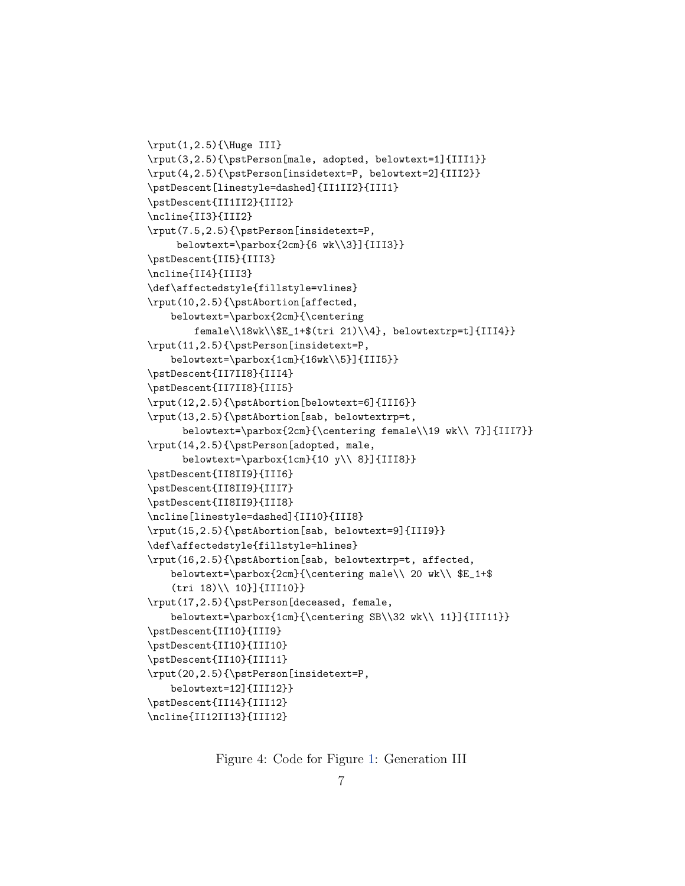```
\rput(1,2.5){\Huge III}
\rput(3,2.5){\pstPerson[male, adopted, belowtext=1]{III1}}
\rput(4,2.5){\pstPerson[insidetext=P, belowtext=2]{III2}}
\pstDescent[linestyle=dashed]{II1II2}{III1}
\pstDescent{II1II2}{III2}
\ncline{II3}{III2}
\rput(7.5,2.5){\pstPerson[insidetext=P,
     belowtext=\parbox{2cm}{6 wk\\3}]{III3}}
\pstDescent{II5}{III3}
\ncline{II4}{III3}
\def\affectedstyle{fillstyle=vlines}
\rput(10,2.5){\pstAbortion[affected,
    belowtext=\parbox{2cm}{\centering
        female\\18wk\\$E_1+$(tri 21)\\4}, belowtextrp=t]{III4}}
\rput(11,2.5){\pstPerson[insidetext=P,
    belowtext=\parbox{1cm}{16wk\\5}]{III5}}
\pstDescent{II7II8}{III4}
\pstDescent{II7II8}{III5}
\rput(12,2.5){\pstAbortion[belowtext=6]{III6}}
\rput(13,2.5){\pstAbortion[sab, belowtextrp=t,
      belowtext=\parbox{2cm}{\centering female\\19 wk\\ 7}]{III7}}
\rput(14,2.5){\pstPerson[adopted, male,
      belowtext=\parbox{1cm}{10 y\\ 8}]{III8}}
\pstDescent{II8II9}{III6}
\pstDescent{II8II9}{III7}
\pstDescent{II8II9}{III8}
\ncline[linestyle=dashed]{II10}{III8}
\rput(15,2.5){\pstAbortion[sab, belowtext=9]{III9}}
\def\affectedstyle{fillstyle=hlines}
\rput(16,2.5){\pstAbortion[sab, belowtextrp=t, affected,
    belowtext=\parbox{2cm}{\centering male\\ 20 wk\\ $E_1+$
    (tri 18)\\ 10}]{III10}}
\rput(17,2.5){\pstPerson[deceased, female,
    belowtext=\parbox{1cm}{\centering SB\\32 wk\\ 11}]{III11}}
\pstDescent{II10}{III9}
\pstDescent{II10}{III10}
\pstDescent{II10}{III11}
\rput(20,2.5){\pstPerson[insidetext=P,
    belowtext=12]{III12}}
\pstDescent{II14}{III12}
\ncline{II12II13}{III12}
```

Figure 4: Code for Figure 1: Generation III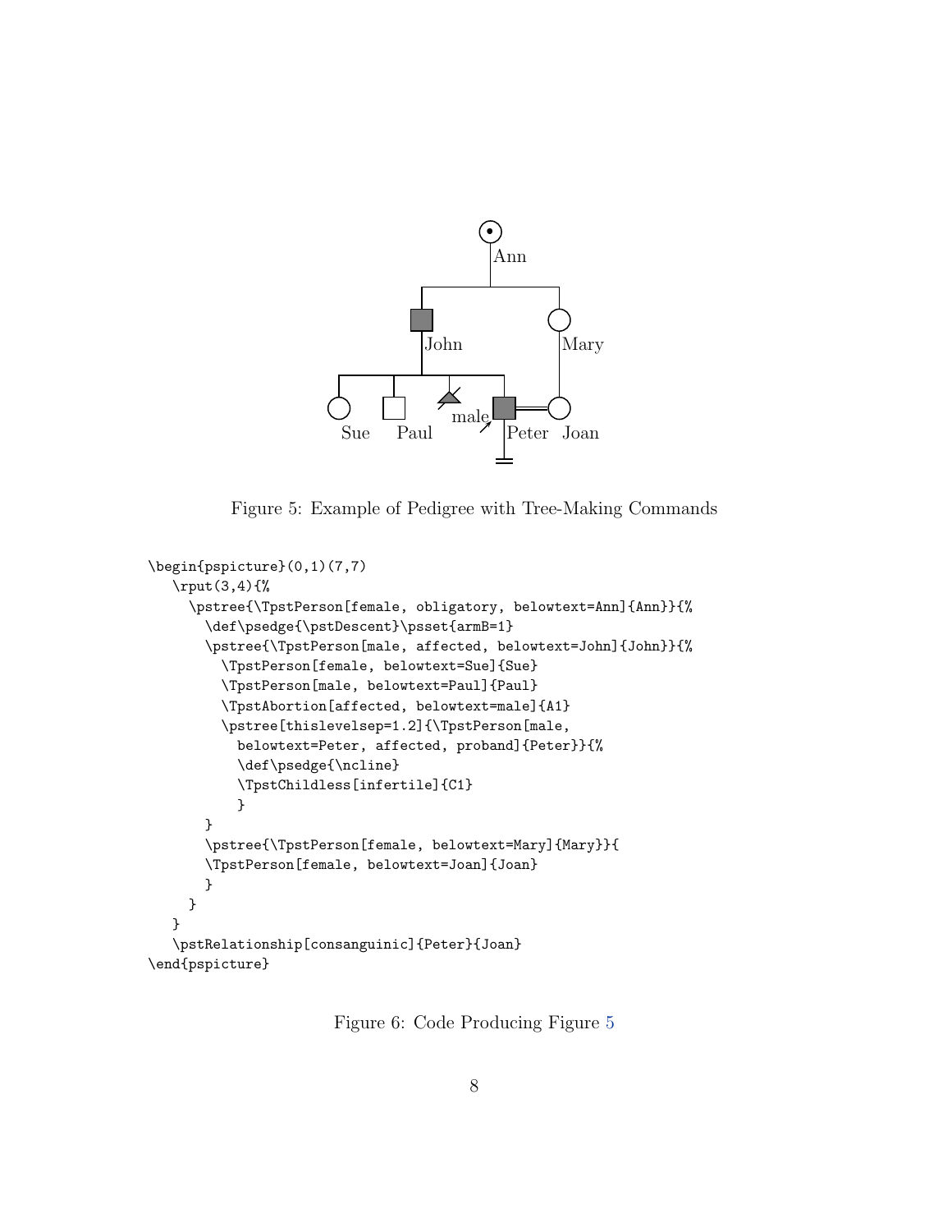Figure 5: Example of Pedigree with Tree-Making Commands

```
\begin{pspicture}(0,1)(7,7)
   \rput(3,4){%
     \pstree{\TpstPerson[female, obligatory, belowtext=Ann]{Ann}}{%
       \def\psedge{\pstDescent}\psset{armB=1}
       \pstree{\TpstPerson[male, affected, belowtext=John]{John}}{%
         \TpstPerson[female, belowtext=Sue]{Sue}
         \TpstPerson[male, belowtext=Paul]{Paul}
         \TpstAbortion[affected, belowtext=male]{A1}
         \pstree[thislevelsep=1.2]{\TpstPerson[male,
           belowtext=Peter, affected, proband]{Peter}}{%
           \def\psedge{\ncline}
           \TpstChildless[infertile]{C1}
           }
       }
       \pstree{\TpstPerson[female, belowtext=Mary]{Mary}}{
       \TpstPerson[female, belowtext=Joan]{Joan}
       }
     }
   }
   \pstRelationship[consanguinic]{Peter}{Joan}
\end{pspicture}
```

Figure 6: Code Producing Figure 5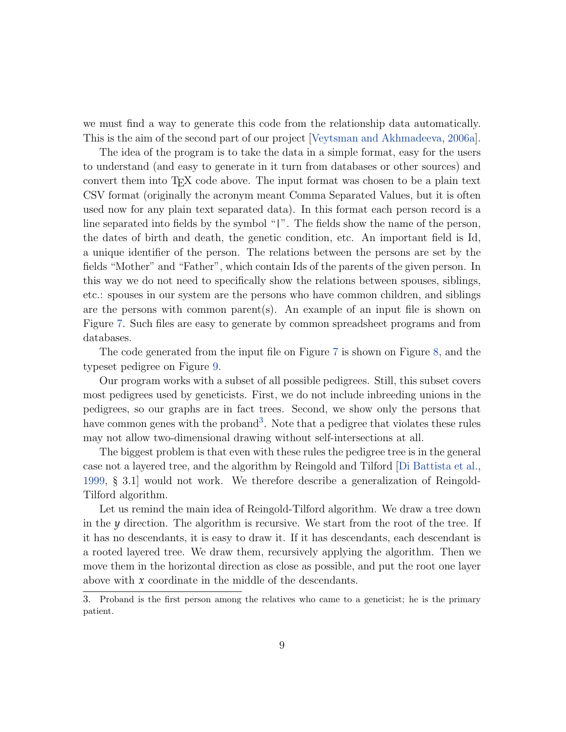we must find a way to generate this code from the relationship data automatically. This is the aim of the second part of our project [Veytsman and Akhmadeeva, 2006a].

The idea of the program is to take the data in a simple format, easy for the users to understand (and easy to generate in it turn from databases or other sources) and convert them into TEX code above. The input format was chosen to be a plain text CSV format (originally the acronym meant Comma Separated Values, but it is often used now for any plain text separated data). In this format each person record is a line separated into fields by the symbol "|". The fields show the name of the person, the dates of birth and death, the genetic condition, etc. An important field is Id, a unique identifier of the person. The relations between the persons are set by the fields "Mother" and "Father", which contain Ids of the parents of the given person. In this way we do not need to specifically show the relations between spouses, siblings, etc.: spouses in our system are the persons who have common children, and siblings are the persons with common parent(s). An example of an input file is shown on Figure 7. Such files are easy to generate by common spreadsheet programs and from databases.

The code generated from the input file on Figure 7 is shown on Figure 8, and the typeset pedigree on Figure 9.

Our program works with a subset of all possible pedigrees. Still, this subset covers most pedigrees used by geneticists. First, we do not include inbreeding unions in the pedigrees, so our graphs are in fact trees. Second, we show only the persons that have common genes with the proband[3]. Note that a pedigree that violates these rules may not allow two-dimensional drawing without self-intersections at all.

The biggest problem is that even with these rules the pedigree tree is in the general case not a layered tree, and the algorithm by Reingold and Tilford [Di Battista et al., 1999, § 3.1] would not work. We therefore describe a generalization of Reingold-Tilford algorithm.

Let us remind the main idea of Reingold-Tilford algorithm. We draw a tree down in the $y$ direction. The algorithm is recursive. We start from the root of the tree. If it has no descendants, it is easy to draw it. If it has descendants, each descendant is a rooted layered tree. We draw them, recursively applying the algorithm. Then we move them in the horizontal direction as close as possible, and put the root one layer above with $x$ coordinate in the middle of the descendants.

3. Proband is the first person among the relatives who came to a geneticist; he is the primary patient.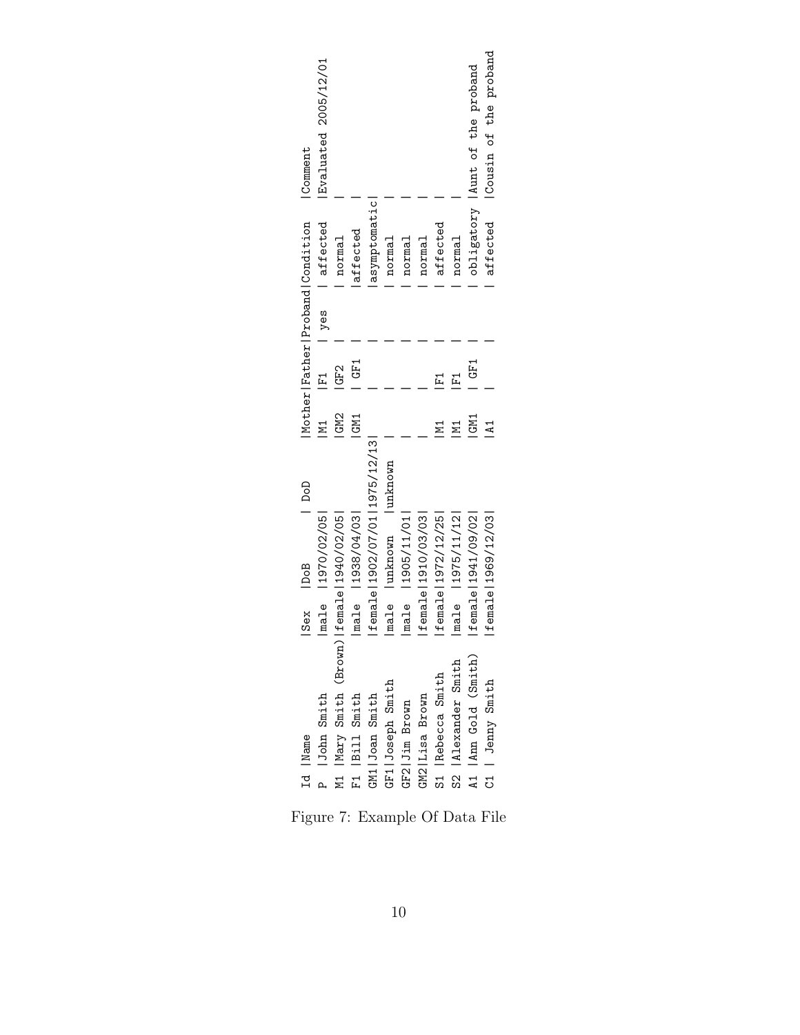| Id | Name | Sex | DoB | DoD | Mother | Father | Proband | Condition | Comment |
|---|---|---|---|---|---|---|---|---|---|
| P | John Smith | male | 1970/02/05 | | M1 | F1 | yes | affected | Evaluated 2005/12/01 |
| M1 | Mary Smith (Brown) | female | 1940/02/05 | | GM2 | GF2 | | normal | |
| F1 | Bill Smith | male | 1938/04/03 | | GM1 | GF1 | | affected | |
| GM1 | Joan Smith | female | 1902/07/01 | 1975/12/13 | | | | asymptomatic | |
| GF1 | Joseph Smith | male | unknown | unknown | | | | normal | |
| GF2 | Jim Brown | male | 1905/11/01 | | | | | normal | |
| GM2 | Lisa Brown | female | 1910/03/03 | | | | | normal | |
| S1 | Rebecca Smith | female | 1972/12/25 | | M1 | F1 | | affected | |
| S2 | Alexander Smith | male | 1975/11/12 | | M1 | F1 | | normal | |
| A1 | Ann Gold (Smith) | female | 1941/09/02 | | GM1 | GF1 | | obligatory | Aunt of the proband |
| C1 | Jenny Smith | female | 1969/12/03 | | A1 | | | affected | Cousin of the proband |

Figure 7: Example Of Data File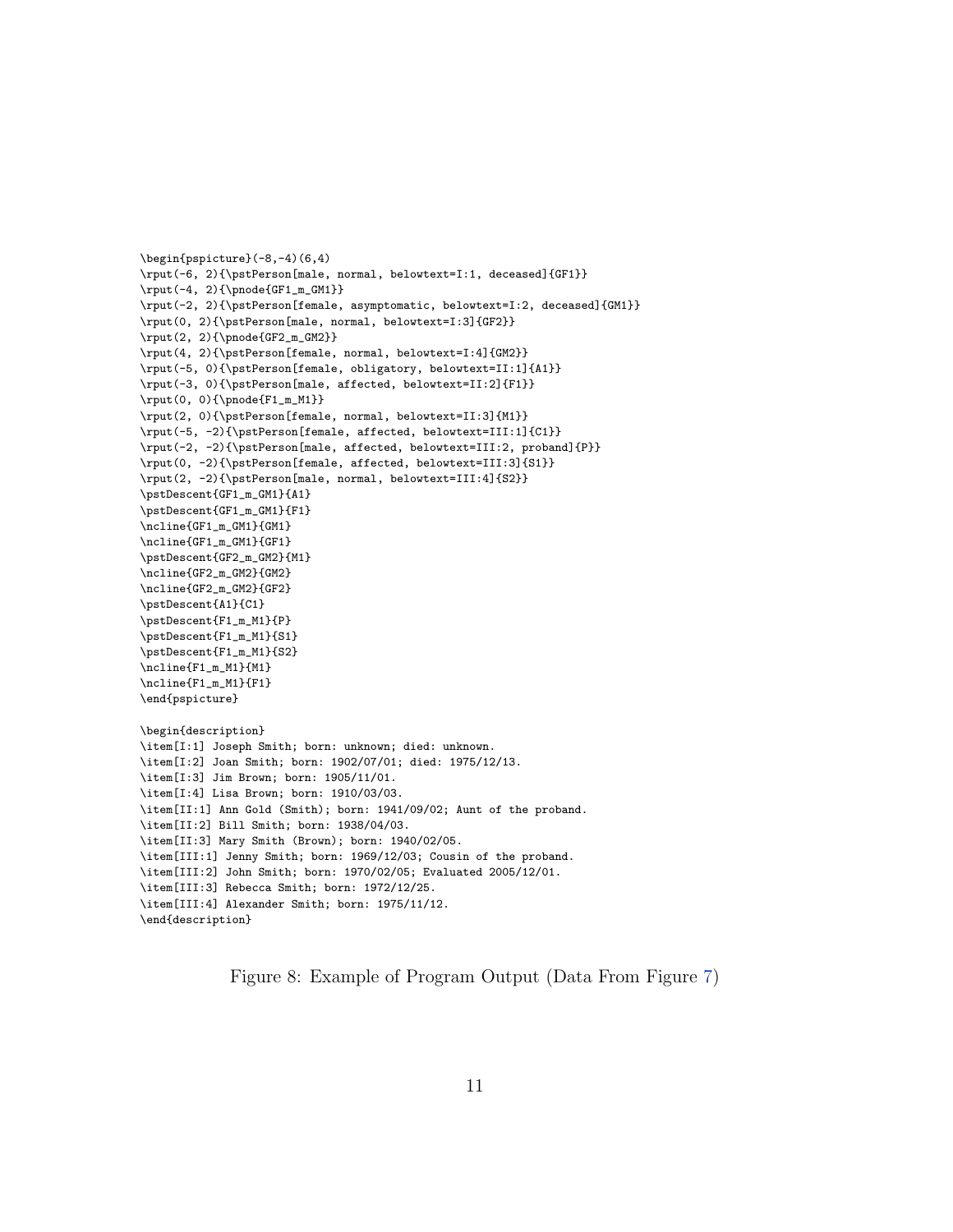```
\begin{pspicture}(-8,-4)(6,4)
\rput(-6, 2){\pstPerson[male, normal, belowtext=I:1, deceased]{GF1}}
\rput(-4, 2){\pnode{GF1_m_GM1}}
\rput(-2, 2){\pstPerson[female, asymptomatic, belowtext=I:2, deceased]{GM1}}
\rput(0, 2){\pstPerson[male, normal, belowtext=I:3]{GF2}}
\rput(2, 2){\pnode{GF2_m_GM2}}
\rput(4, 2){\pstPerson[female, normal, belowtext=I:4]{GM2}}
\rput(-5, 0){\pstPerson[female, obligatory, belowtext=II:1]{A1}}
\rput(-3, 0){\pstPerson[male, affected, belowtext=II:2]{F1}}
\rput(0, 0){\pnode{F1_m_M1}}
\rput(2, 0){\pstPerson[female, normal, belowtext=II:3]{M1}}
\rput(-5, -2){\pstPerson[female, affected, belowtext=III:1]{C1}}
\rput(-2, -2){\pstPerson[male, affected, belowtext=III:2, proband]{P}}
\rput(0, -2){\pstPerson[female, affected, belowtext=III:3]{S1}}
\rput(2, -2){\pstPerson[male, normal, belowtext=III:4]{S2}}
\pstDescent{GF1_m_GM1}{A1}
\pstDescent{GF1_m_GM1}{F1}
\ncline{GF1_m_GM1}{GM1}
\ncline{GF1_m_GM1}{GF1}
\pstDescent{GF2_m_GM2}{M1}
\ncline{GF2_m_GM2}{GM2}
\ncline{GF2_m_GM2}{GF2}
\pstDescent{A1}{C1}
\pstDescent{F1_m_M1}{P}
\pstDescent{F1_m_M1}{S1}
\pstDescent{F1_m_M1}{S2}
\ncline{F1_m_M1}{M1}
\ncline{F1_m_M1}{F1}
\end{pspicture}

\begin{description}
\item[I:1] Joseph Smith; born: unknown; died: unknown.
\item[I:2] Joan Smith; born: 1902/07/01; died: 1975/12/13.
\item[I:3] Jim Brown; born: 1905/11/01.
\item[I:4] Lisa Brown; born: 1910/03/03.
\item[II:1] Ann Gold (Smith); born: 1941/09/02; Aunt of the proband.
\item[II:2] Bill Smith; born: 1938/04/03.
\item[II:3] Mary Smith (Brown); born: 1940/02/05.
\item[III:1] Jenny Smith; born: 1969/12/03; Cousin of the proband.
\item[III:2] John Smith; born: 1970/02/05; Evaluated 2005/12/01.
\item[III:3] Rebecca Smith; born: 1972/12/25.
\item[III:4] Alexander Smith; born: 1975/11/12.
\end{description}
```

Figure 8: Example of Program Output (Data From Figure 7)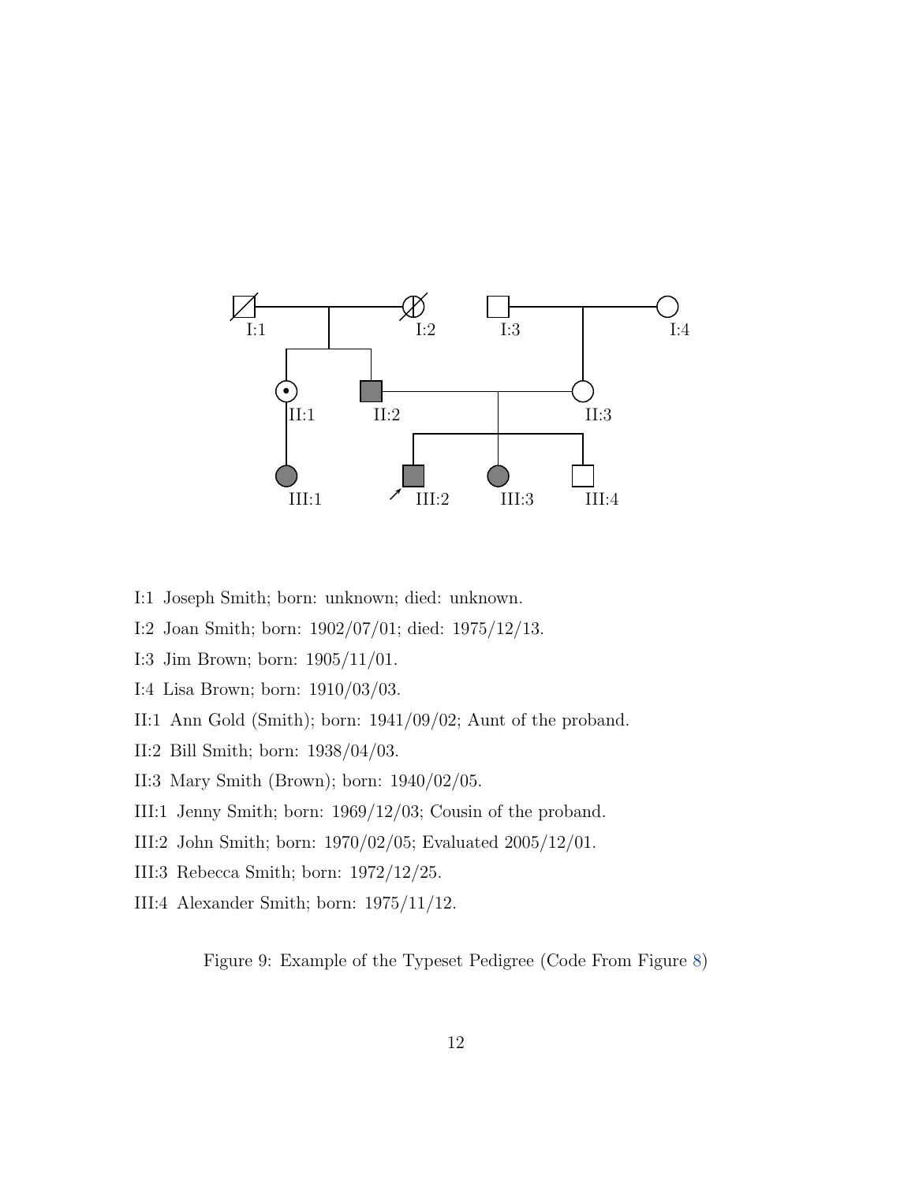I:1 Joseph Smith; born: unknown; died: unknown.

I:2 Joan Smith; born: 1902/07/01; died: 1975/12/13.

I:3 Jim Brown; born: 1905/11/01.

I:4 Lisa Brown; born: 1910/03/03.

II:1 Ann Gold (Smith); born: 1941/09/02; Aunt of the proband.

II:2 Bill Smith; born: 1938/04/03.

II:3 Mary Smith (Brown); born: 1940/02/05.

III:1 Jenny Smith; born: 1969/12/03; Cousin of the proband.

III:2 John Smith; born: 1970/02/05; Evaluated 2005/12/01.

III:3 Rebecca Smith; born: 1972/12/25.

III:4 Alexander Smith; born: 1975/11/12.

Figure 9: Example of the Typeset Pedigree (Code From Figure 8)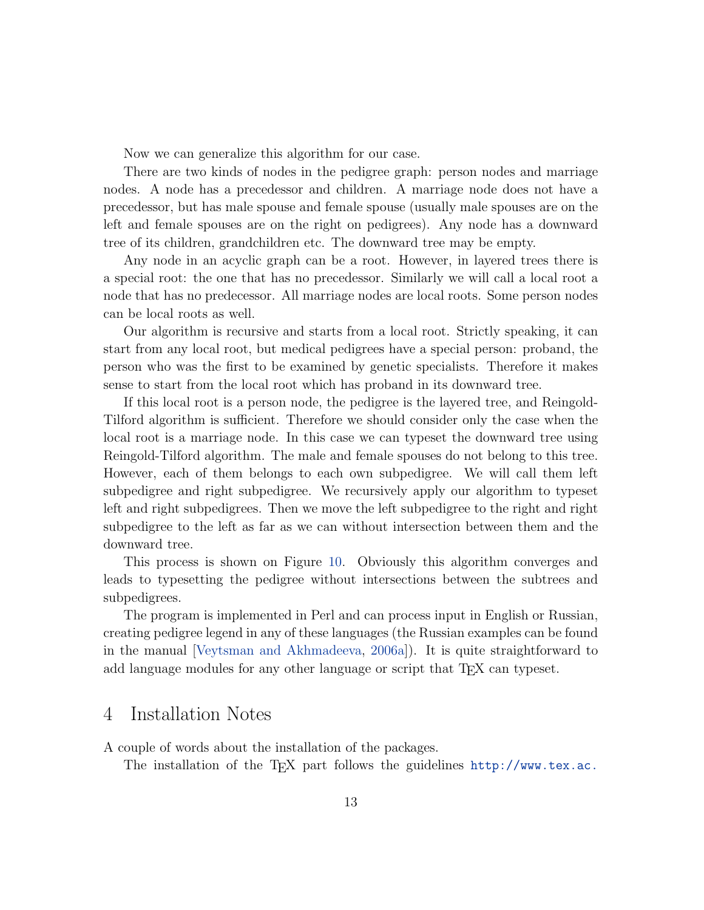Now we can generalize this algorithm for our case.

There are two kinds of nodes in the pedigree graph: person nodes and marriage nodes. A node has a precedessor and children. A marriage node does not have a precedessor, but has male spouse and female spouse (usually male spouses are on the left and female spouses are on the right on pedigrees). Any node has a downward tree of its children, grandchildren etc. The downward tree may be empty.

Any node in an acyclic graph can be a root. However, in layered trees there is a special root: the one that has no precedessor. Similarly we will call a local root a node that has no predecessor. All marriage nodes are local roots. Some person nodes can be local roots as well.

Our algorithm is recursive and starts from a local root. Strictly speaking, it can start from any local root, but medical pedigrees have a special person: proband, the person who was the first to be examined by genetic specialists. Therefore it makes sense to start from the local root which has proband in its downward tree.

If this local root is a person node, the pedigree is the layered tree, and Reingold-Tilford algorithm is sufficient. Therefore we should consider only the case when the local root is a marriage node. In this case we can typeset the downward tree using Reingold-Tilford algorithm. The male and female spouses do not belong to this tree. However, each of them belongs to each own subpedigree. We will call them left subpedigree and right subpedigree. We recursively apply our algorithm to typeset left and right subpedigrees. Then we move the left subpedigree to the right and right subpedigree to the left as far as we can without intersection between them and the downward tree.

This process is shown on Figure 10. Obviously this algorithm converges and leads to typesetting the pedigree without intersections between the subtrees and subpedigrees.

The program is implemented in Perl and can process input in English or Russian, creating pedigree legend in any of these languages (the Russian examples can be found in the manual [Veytsman and Akhmadeeva, 2006a]). It is quite straightforward to add language modules for any other language or script that TEX can typeset.

## 4 Installation Notes

A couple of words about the installation of the packages.

The installation of the TEX part follows the guidelines http://www.tex.ac.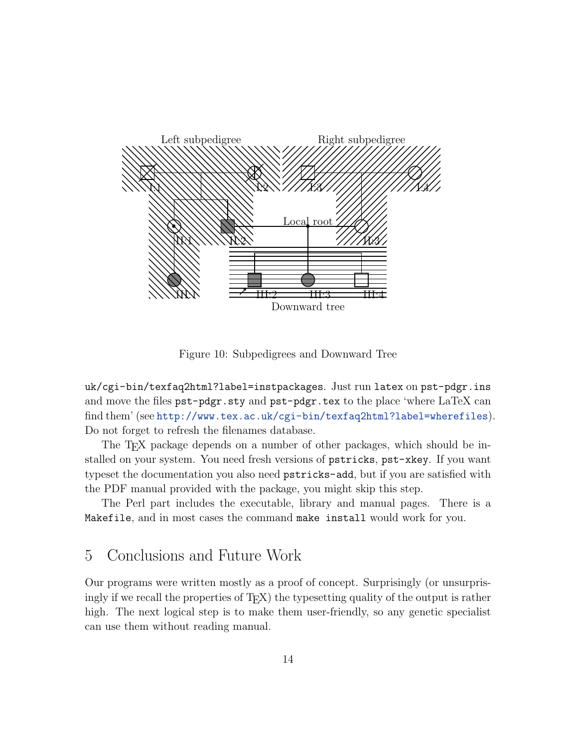Figure 10: Subpedigrees and Downward Tree

uk/cgi-bin/texfaq2html?label=instpackages. Just run `latex` on `pst-pdgr.ins` and move the files `pst-pdgr.sty` and `pst-pdgr.tex` to the place 'where LaTeX can find them' (see http://www.tex.ac.uk/cgi-bin/texfaq2html?label=wherefiles). Do not forget to refresh the filenames database.

The TEX package depends on a number of other packages, which should be installed on your system. You need fresh versions of `pstricks`, `pst-xkey`. If you want typeset the documentation you also need `pstricks-add`, but if you are satisfied with the PDF manual provided with the package, you might skip this step.

The Perl part includes the executable, library and manual pages. There is a `Makefile`, and in most cases the command `make install` would work for you.

# 5 Conclusions and Future Work

Our programs were written mostly as a proof of concept. Surprisingly (or unsurprisingly if we recall the properties of TEX) the typesetting quality of the output is rather high. The next logical step is to make them user-friendly, so any genetic specialist can use them without reading manual.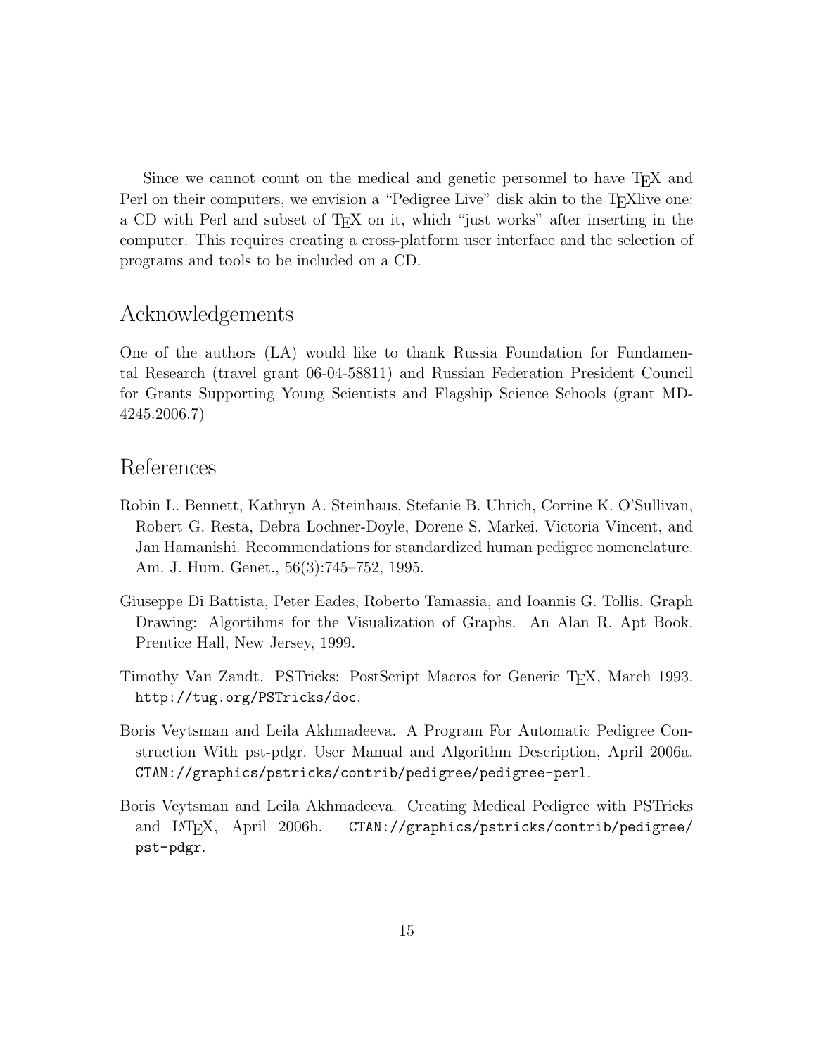Since we cannot count on the medical and genetic personnel to have TEX and Perl on their computers, we envision a "Pedigree Live" disk akin to the TEXlive one: a CD with Perl and subset of TEX on it, which "just works" after inserting in the computer. This requires creating a cross-platform user interface and the selection of programs and tools to be included on a CD.

## Acknowledgements

One of the authors (LA) would like to thank Russia Foundation for Fundamental Research (travel grant 06-04-58811) and Russian Federation President Council for Grants Supporting Young Scientists and Flagship Science Schools (grant MD-4245.2006.7)

## References

Robin L. Bennett, Kathryn A. Steinhaus, Stefanie B. Uhrich, Corrine K. O'Sullivan, Robert G. Resta, Debra Lochner-Doyle, Dorene S. Markei, Victoria Vincent, and Jan Hamanishi. Recommendations for standardized human pedigree nomenclature. Am. J. Hum. Genet., 56(3):745–752, 1995.

Giuseppe Di Battista, Peter Eades, Roberto Tamassia, and Ioannis G. Tollis. Graph Drawing: Algortihms for the Visualization of Graphs. An Alan R. Apt Book. Prentice Hall, New Jersey, 1999.

Timothy Van Zandt. PSTricks: PostScript Macros for Generic TEX, March 1993. `http://tug.org/PSTricks/doc`.

Boris Veytsman and Leila Akhmadeeva. A Program For Automatic Pedigree Construction With pst-pdgr. User Manual and Algorithm Description, April 2006a. `CTAN://graphics/pstricks/contrib/pedigree/pedigree-perl`.

Boris Veytsman and Leila Akhmadeeva. Creating Medical Pedigree with PSTricks and LATEX, April 2006b. `CTAN://graphics/pstricks/contrib/pedigree/pst-pdgr`.